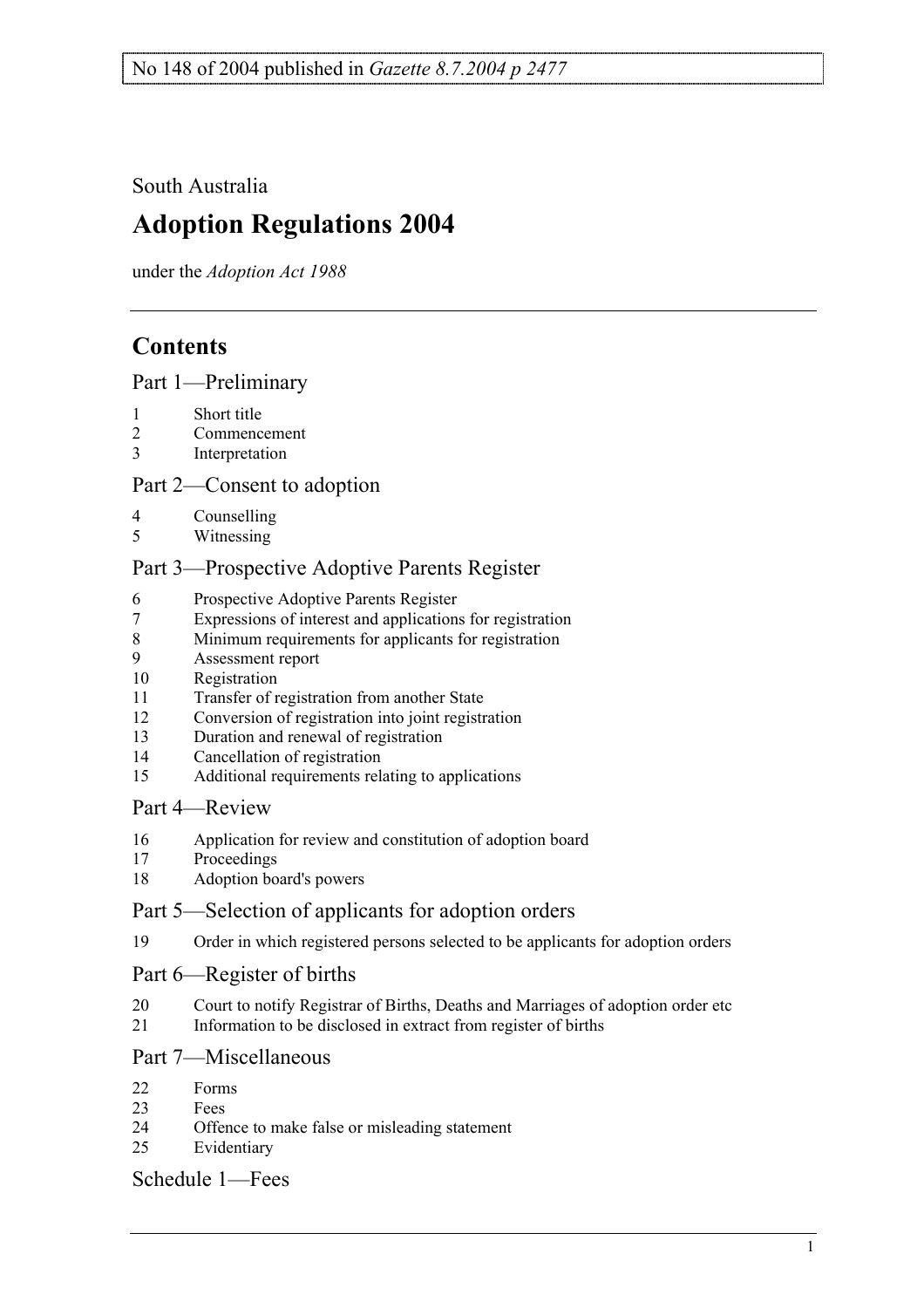No 148 of 2004 published in *Gazette 8.7.2004 p 2477*

South Australia

# Adoption Regulations 2004

under the *Adoption Act 1988*

## Contents

### Part 1—Preliminary

1 Short title
2 Commencement
3 Interpretation

### Part 2—Consent to adoption

4 Counselling
5 Witnessing

### Part 3—Prospective Adoptive Parents Register

6 Prospective Adoptive Parents Register
7 Expressions of interest and applications for registration
8 Minimum requirements for applicants for registration
9 Assessment report
10 Registration
11 Transfer of registration from another State
12 Conversion of registration into joint registration
13 Duration and renewal of registration
14 Cancellation of registration
15 Additional requirements relating to applications

### Part 4—Review

16 Application for review and constitution of adoption board
17 Proceedings
18 Adoption board's powers

### Part 5—Selection of applicants for adoption orders

19 Order in which registered persons selected to be applicants for adoption orders

### Part 6—Register of births

20 Court to notify Registrar of Births, Deaths and Marriages of adoption order etc
21 Information to be disclosed in extract from register of births

### Part 7—Miscellaneous

22 Forms
23 Fees
24 Offence to make false or misleading statement
25 Evidentiary

### Schedule 1—Fees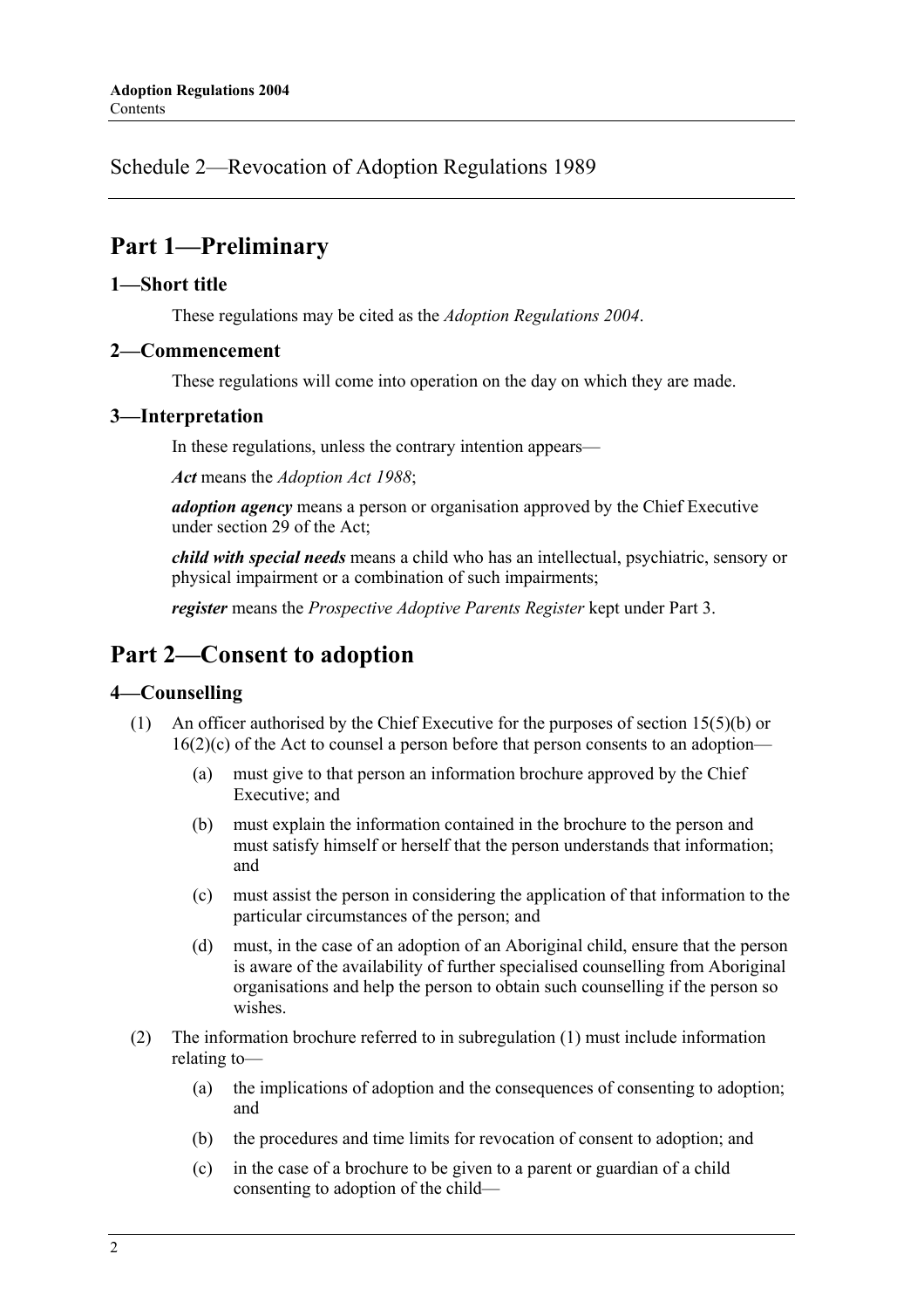Schedule 2—Revocation of Adoption Regulations 1989

# Part 1—Preliminary

## 1—Short title

These regulations may be cited as the *Adoption Regulations 2004*.

## 2—Commencement

These regulations will come into operation on the day on which they are made.

## 3—Interpretation

In these regulations, unless the contrary intention appears—

***Act*** means the *Adoption Act 1988*;

***adoption agency*** means a person or organisation approved by the Chief Executive under section 29 of the Act;

***child with special needs*** means a child who has an intellectual, psychiatric, sensory or physical impairment or a combination of such impairments;

***register*** means the *Prospective Adoptive Parents Register* kept under Part 3.

# Part 2—Consent to adoption

## 4—Counselling

(1) An officer authorised by the Chief Executive for the purposes of section 15(5)(b) or 16(2)(c) of the Act to counsel a person before that person consents to an adoption—

(a) must give to that person an information brochure approved by the Chief Executive; and

(b) must explain the information contained in the brochure to the person and must satisfy himself or herself that the person understands that information; and

(c) must assist the person in considering the application of that information to the particular circumstances of the person; and

(d) must, in the case of an adoption of an Aboriginal child, ensure that the person is aware of the availability of further specialised counselling from Aboriginal organisations and help the person to obtain such counselling if the person so wishes.

(2) The information brochure referred to in subregulation (1) must include information relating to—

(a) the implications of adoption and the consequences of consenting to adoption; and

(b) the procedures and time limits for revocation of consent to adoption; and

(c) in the case of a brochure to be given to a parent or guardian of a child consenting to adoption of the child—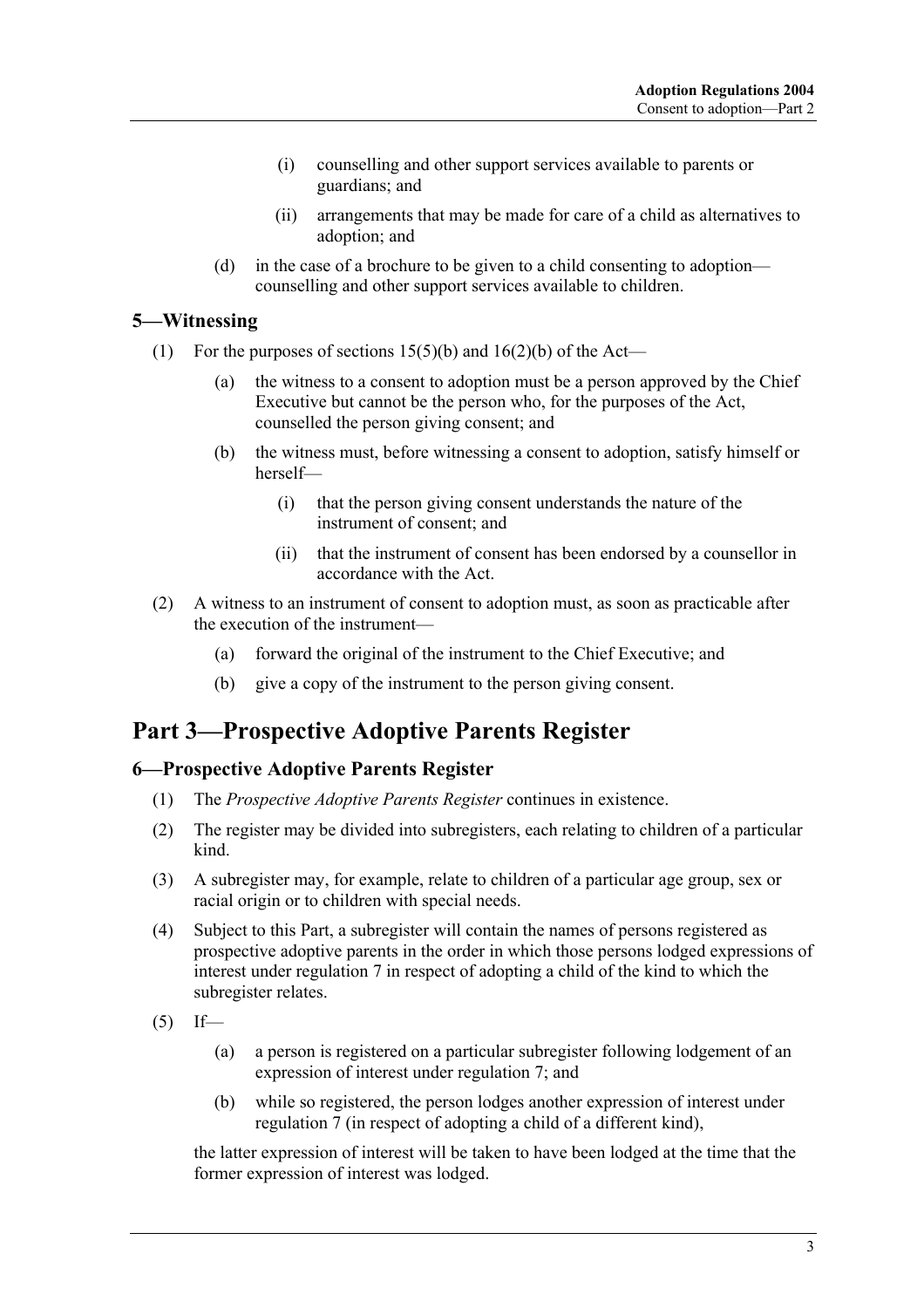(i) counselling and other support services available to parents or guardians; and

(ii) arrangements that may be made for care of a child as alternatives to adoption; and

(d) in the case of a brochure to be given to a child consenting to adoption—counselling and other support services available to children.

### 5—Witnessing

(1) For the purposes of sections 15(5)(b) and 16(2)(b) of the Act—

(a) the witness to a consent to adoption must be a person approved by the Chief Executive but cannot be the person who, for the purposes of the Act, counselled the person giving consent; and

(b) the witness must, before witnessing a consent to adoption, satisfy himself or herself—

(i) that the person giving consent understands the nature of the instrument of consent; and

(ii) that the instrument of consent has been endorsed by a counsellor in accordance with the Act.

(2) A witness to an instrument of consent to adoption must, as soon as practicable after the execution of the instrument—

(a) forward the original of the instrument to the Chief Executive; and

(b) give a copy of the instrument to the person giving consent.

## Part 3—Prospective Adoptive Parents Register

### 6—Prospective Adoptive Parents Register

(1) The *Prospective Adoptive Parents Register* continues in existence.

(2) The register may be divided into subregisters, each relating to children of a particular kind.

(3) A subregister may, for example, relate to children of a particular age group, sex or racial origin or to children with special needs.

(4) Subject to this Part, a subregister will contain the names of persons registered as prospective adoptive parents in the order in which those persons lodged expressions of interest under regulation 7 in respect of adopting a child of the kind to which the subregister relates.

(5) If—

(a) a person is registered on a particular subregister following lodgement of an expression of interest under regulation 7; and

(b) while so registered, the person lodges another expression of interest under regulation 7 (in respect of adopting a child of a different kind),

the latter expression of interest will be taken to have been lodged at the time that the former expression of interest was lodged.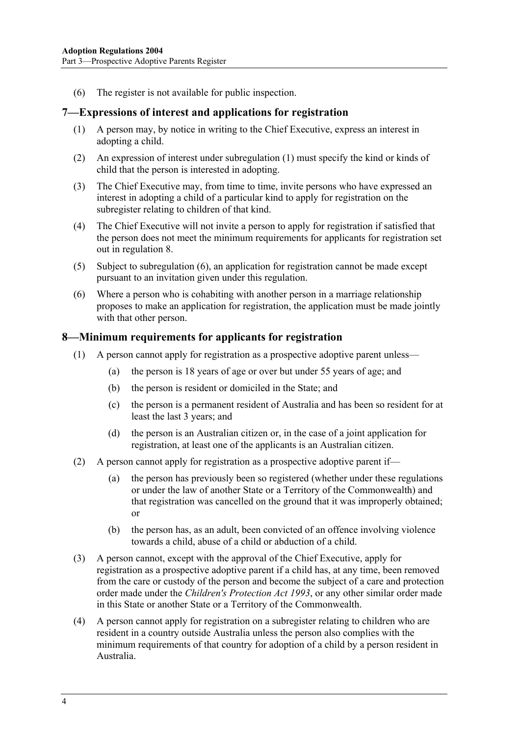(6) The register is not available for public inspection.

## 7—Expressions of interest and applications for registration

(1) A person may, by notice in writing to the Chief Executive, express an interest in adopting a child.

(2) An expression of interest under subregulation (1) must specify the kind or kinds of child that the person is interested in adopting.

(3) The Chief Executive may, from time to time, invite persons who have expressed an interest in adopting a child of a particular kind to apply for registration on the subregister relating to children of that kind.

(4) The Chief Executive will not invite a person to apply for registration if satisfied that the person does not meet the minimum requirements for applicants for registration set out in regulation 8.

(5) Subject to subregulation (6), an application for registration cannot be made except pursuant to an invitation given under this regulation.

(6) Where a person who is cohabiting with another person in a marriage relationship proposes to make an application for registration, the application must be made jointly with that other person.

## 8—Minimum requirements for applicants for registration

(1) A person cannot apply for registration as a prospective adoptive parent unless—

  (a) the person is 18 years of age or over but under 55 years of age; and

  (b) the person is resident or domiciled in the State; and

  (c) the person is a permanent resident of Australia and has been so resident for at least the last 3 years; and

  (d) the person is an Australian citizen or, in the case of a joint application for registration, at least one of the applicants is an Australian citizen.

(2) A person cannot apply for registration as a prospective adoptive parent if—

  (a) the person has previously been so registered (whether under these regulations or under the law of another State or a Territory of the Commonwealth) and that registration was cancelled on the ground that it was improperly obtained; or

  (b) the person has, as an adult, been convicted of an offence involving violence towards a child, abuse of a child or abduction of a child.

(3) A person cannot, except with the approval of the Chief Executive, apply for registration as a prospective adoptive parent if a child has, at any time, been removed from the care or custody of the person and become the subject of a care and protection order made under the *Children's Protection Act 1993*, or any other similar order made in this State or another State or a Territory of the Commonwealth.

(4) A person cannot apply for registration on a subregister relating to children who are resident in a country outside Australia unless the person also complies with the minimum requirements of that country for adoption of a child by a person resident in Australia.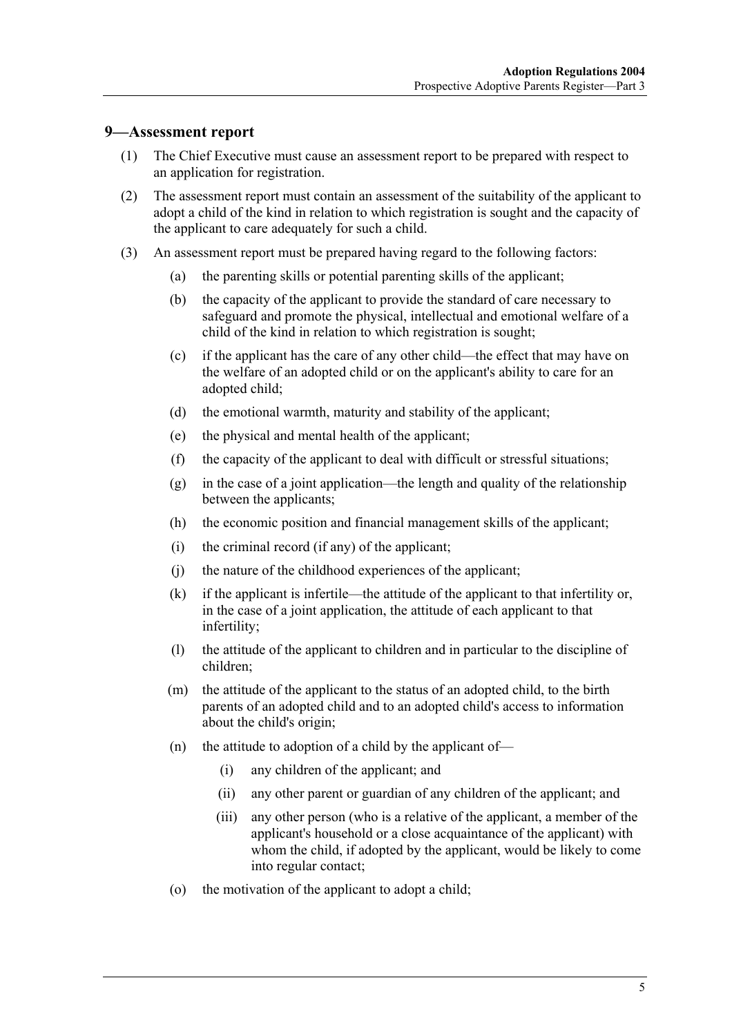## 9—Assessment report

(1) The Chief Executive must cause an assessment report to be prepared with respect to an application for registration.

(2) The assessment report must contain an assessment of the suitability of the applicant to adopt a child of the kind in relation to which registration is sought and the capacity of the applicant to care adequately for such a child.

(3) An assessment report must be prepared having regard to the following factors:

- (a) the parenting skills or potential parenting skills of the applicant;
- (b) the capacity of the applicant to provide the standard of care necessary to safeguard and promote the physical, intellectual and emotional welfare of a child of the kind in relation to which registration is sought;
- (c) if the applicant has the care of any other child—the effect that may have on the welfare of an adopted child or on the applicant's ability to care for an adopted child;
- (d) the emotional warmth, maturity and stability of the applicant;
- (e) the physical and mental health of the applicant;
- (f) the capacity of the applicant to deal with difficult or stressful situations;
- (g) in the case of a joint application—the length and quality of the relationship between the applicants;
- (h) the economic position and financial management skills of the applicant;
- (i) the criminal record (if any) of the applicant;
- (j) the nature of the childhood experiences of the applicant;
- (k) if the applicant is infertile—the attitude of the applicant to that infertility or, in the case of a joint application, the attitude of each applicant to that infertility;
- (l) the attitude of the applicant to children and in particular to the discipline of children;
- (m) the attitude of the applicant to the status of an adopted child, to the birth parents of an adopted child and to an adopted child's access to information about the child's origin;
- (n) the attitude to adoption of a child by the applicant of—
  - (i) any children of the applicant; and
  - (ii) any other parent or guardian of any children of the applicant; and
  - (iii) any other person (who is a relative of the applicant, a member of the applicant's household or a close acquaintance of the applicant) with whom the child, if adopted by the applicant, would be likely to come into regular contact;
- (o) the motivation of the applicant to adopt a child;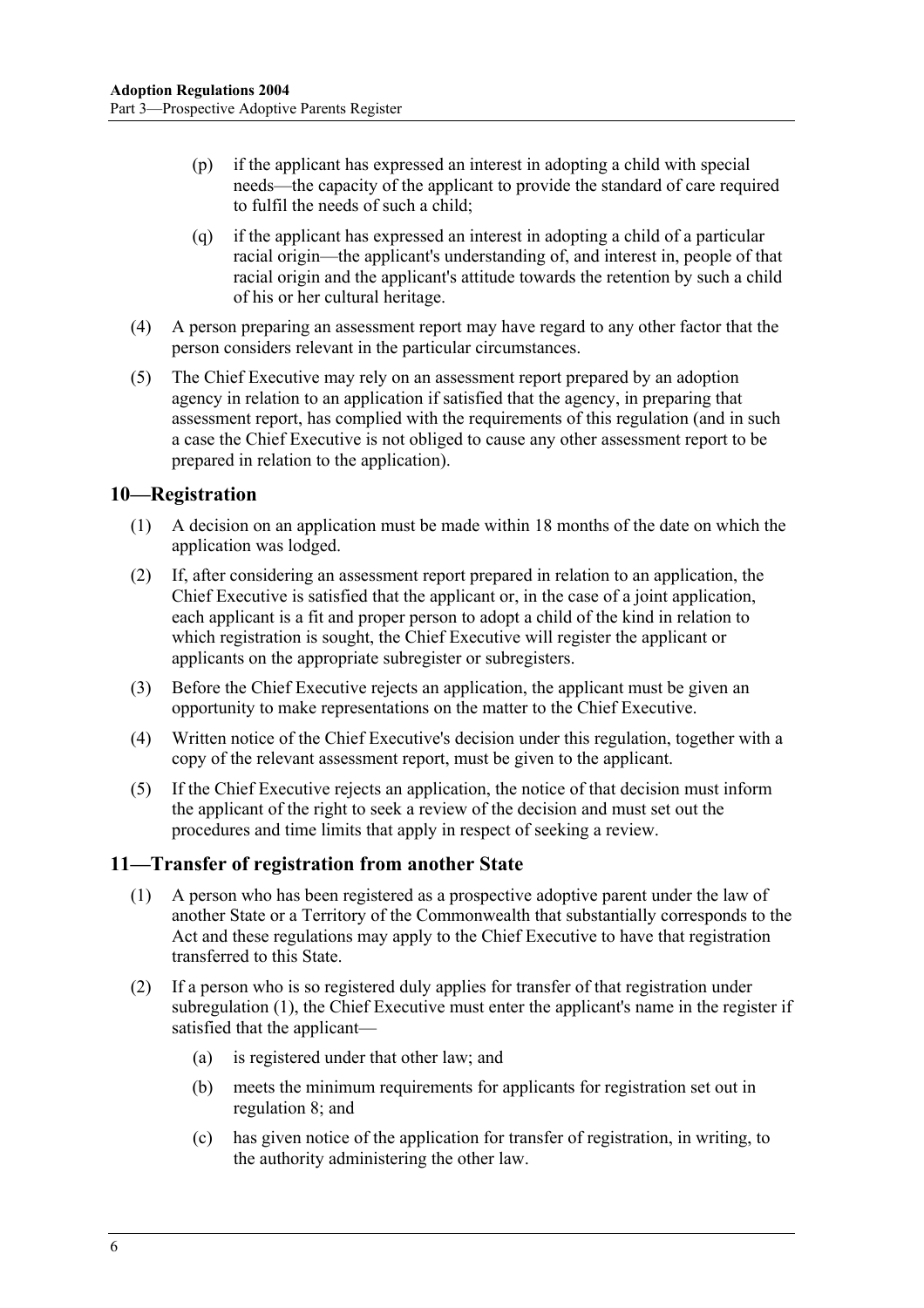(p) if the applicant has expressed an interest in adopting a child with special needs—the capacity of the applicant to provide the standard of care required to fulfil the needs of such a child;

(q) if the applicant has expressed an interest in adopting a child of a particular racial origin—the applicant's understanding of, and interest in, people of that racial origin and the applicant's attitude towards the retention by such a child of his or her cultural heritage.

(4) A person preparing an assessment report may have regard to any other factor that the person considers relevant in the particular circumstances.

(5) The Chief Executive may rely on an assessment report prepared by an adoption agency in relation to an application if satisfied that the agency, in preparing that assessment report, has complied with the requirements of this regulation (and in such a case the Chief Executive is not obliged to cause any other assessment report to be prepared in relation to the application).

## 10—Registration

(1) A decision on an application must be made within 18 months of the date on which the application was lodged.

(2) If, after considering an assessment report prepared in relation to an application, the Chief Executive is satisfied that the applicant or, in the case of a joint application, each applicant is a fit and proper person to adopt a child of the kind in relation to which registration is sought, the Chief Executive will register the applicant or applicants on the appropriate subregister or subregisters.

(3) Before the Chief Executive rejects an application, the applicant must be given an opportunity to make representations on the matter to the Chief Executive.

(4) Written notice of the Chief Executive's decision under this regulation, together with a copy of the relevant assessment report, must be given to the applicant.

(5) If the Chief Executive rejects an application, the notice of that decision must inform the applicant of the right to seek a review of the decision and must set out the procedures and time limits that apply in respect of seeking a review.

## 11—Transfer of registration from another State

(1) A person who has been registered as a prospective adoptive parent under the law of another State or a Territory of the Commonwealth that substantially corresponds to the Act and these regulations may apply to the Chief Executive to have that registration transferred to this State.

(2) If a person who is so registered duly applies for transfer of that registration under subregulation (1), the Chief Executive must enter the applicant's name in the register if satisfied that the applicant—

(a) is registered under that other law; and

(b) meets the minimum requirements for applicants for registration set out in regulation 8; and

(c) has given notice of the application for transfer of registration, in writing, to the authority administering the other law.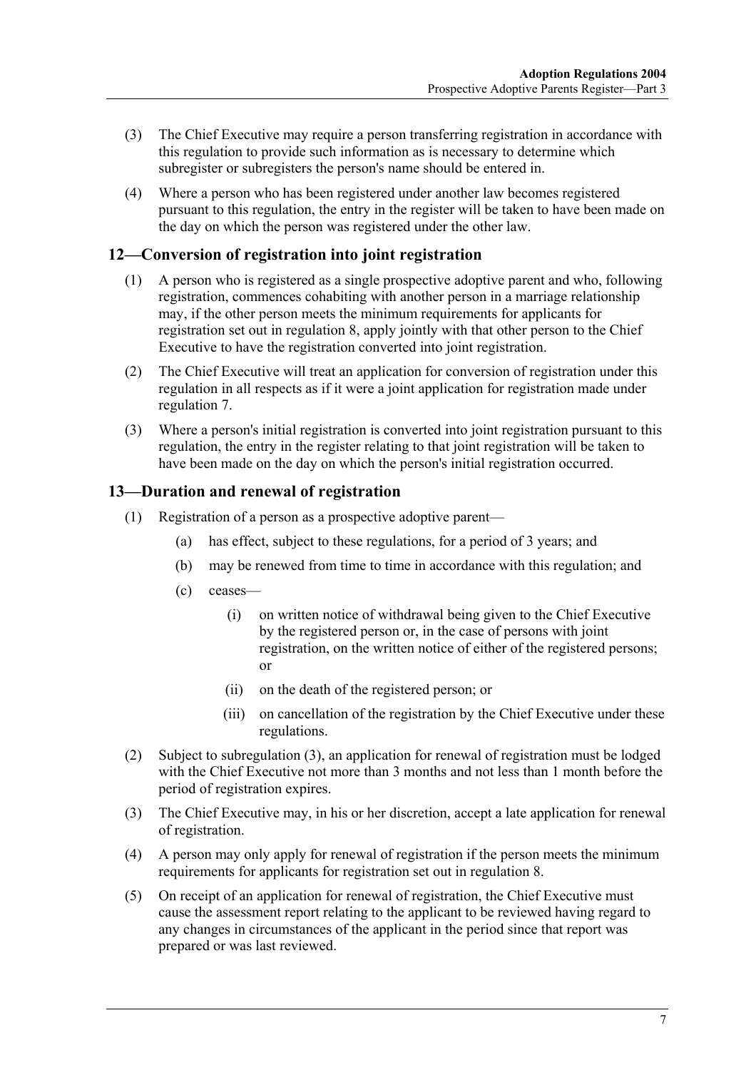(3) The Chief Executive may require a person transferring registration in accordance with this regulation to provide such information as is necessary to determine which subregister or subregisters the person's name should be entered in.

(4) Where a person who has been registered under another law becomes registered pursuant to this regulation, the entry in the register will be taken to have been made on the day on which the person was registered under the other law.

## 12—Conversion of registration into joint registration

(1) A person who is registered as a single prospective adoptive parent and who, following registration, commences cohabiting with another person in a marriage relationship may, if the other person meets the minimum requirements for applicants for registration set out in regulation 8, apply jointly with that other person to the Chief Executive to have the registration converted into joint registration.

(2) The Chief Executive will treat an application for conversion of registration under this regulation in all respects as if it were a joint application for registration made under regulation 7.

(3) Where a person's initial registration is converted into joint registration pursuant to this regulation, the entry in the register relating to that joint registration will be taken to have been made on the day on which the person's initial registration occurred.

## 13—Duration and renewal of registration

(1) Registration of a person as a prospective adoptive parent—

(a) has effect, subject to these regulations, for a period of 3 years; and

(b) may be renewed from time to time in accordance with this regulation; and

(c) ceases—

(i) on written notice of withdrawal being given to the Chief Executive by the registered person or, in the case of persons with joint registration, on the written notice of either of the registered persons; or

(ii) on the death of the registered person; or

(iii) on cancellation of the registration by the Chief Executive under these regulations.

(2) Subject to subregulation (3), an application for renewal of registration must be lodged with the Chief Executive not more than 3 months and not less than 1 month before the period of registration expires.

(3) The Chief Executive may, in his or her discretion, accept a late application for renewal of registration.

(4) A person may only apply for renewal of registration if the person meets the minimum requirements for applicants for registration set out in regulation 8.

(5) On receipt of an application for renewal of registration, the Chief Executive must cause the assessment report relating to the applicant to be reviewed having regard to any changes in circumstances of the applicant in the period since that report was prepared or was last reviewed.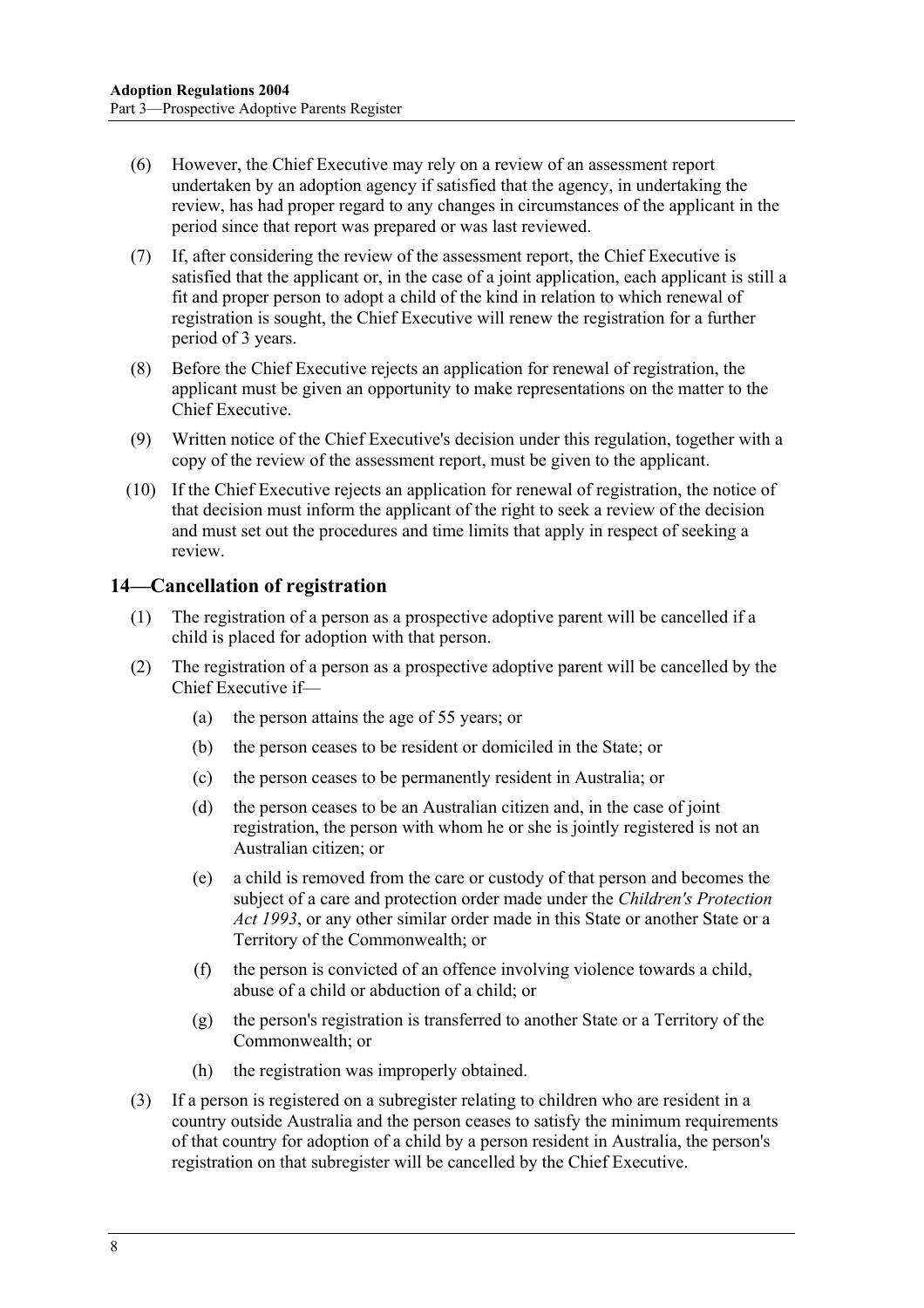(6) However, the Chief Executive may rely on a review of an assessment report undertaken by an adoption agency if satisfied that the agency, in undertaking the review, has had proper regard to any changes in circumstances of the applicant in the period since that report was prepared or was last reviewed.

(7) If, after considering the review of the assessment report, the Chief Executive is satisfied that the applicant or, in the case of a joint application, each applicant is still a fit and proper person to adopt a child of the kind in relation to which renewal of registration is sought, the Chief Executive will renew the registration for a further period of 3 years.

(8) Before the Chief Executive rejects an application for renewal of registration, the applicant must be given an opportunity to make representations on the matter to the Chief Executive.

(9) Written notice of the Chief Executive's decision under this regulation, together with a copy of the review of the assessment report, must be given to the applicant.

(10) If the Chief Executive rejects an application for renewal of registration, the notice of that decision must inform the applicant of the right to seek a review of the decision and must set out the procedures and time limits that apply in respect of seeking a review.

## 14—Cancellation of registration

(1) The registration of a person as a prospective adoptive parent will be cancelled if a child is placed for adoption with that person.

(2) The registration of a person as a prospective adoptive parent will be cancelled by the Chief Executive if—

- (a) the person attains the age of 55 years; or
- (b) the person ceases to be resident or domiciled in the State; or
- (c) the person ceases to be permanently resident in Australia; or
- (d) the person ceases to be an Australian citizen and, in the case of joint registration, the person with whom he or she is jointly registered is not an Australian citizen; or
- (e) a child is removed from the care or custody of that person and becomes the subject of a care and protection order made under the *Children's Protection Act 1993*, or any other similar order made in this State or another State or a Territory of the Commonwealth; or
- (f) the person is convicted of an offence involving violence towards a child, abuse of a child or abduction of a child; or
- (g) the person's registration is transferred to another State or a Territory of the Commonwealth; or
- (h) the registration was improperly obtained.

(3) If a person is registered on a subregister relating to children who are resident in a country outside Australia and the person ceases to satisfy the minimum requirements of that country for adoption of a child by a person resident in Australia, the person's registration on that subregister will be cancelled by the Chief Executive.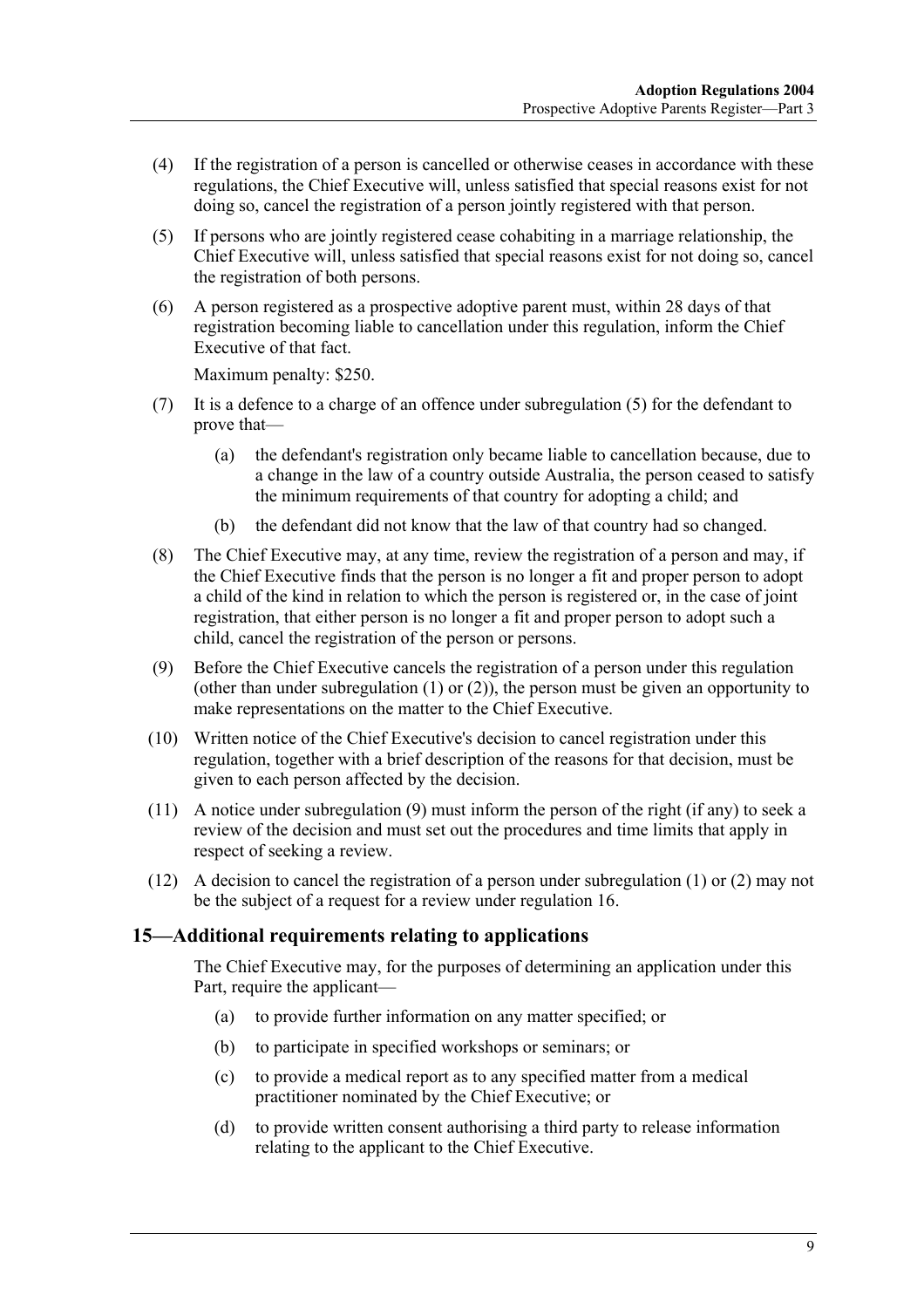(4) If the registration of a person is cancelled or otherwise ceases in accordance with these regulations, the Chief Executive will, unless satisfied that special reasons exist for not doing so, cancel the registration of a person jointly registered with that person.

(5) If persons who are jointly registered cease cohabiting in a marriage relationship, the Chief Executive will, unless satisfied that special reasons exist for not doing so, cancel the registration of both persons.

(6) A person registered as a prospective adoptive parent must, within 28 days of that registration becoming liable to cancellation under this regulation, inform the Chief Executive of that fact.

Maximum penalty: $250.

(7) It is a defence to a charge of an offence under subregulation (5) for the defendant to prove that—

(a) the defendant's registration only became liable to cancellation because, due to a change in the law of a country outside Australia, the person ceased to satisfy the minimum requirements of that country for adopting a child; and

(b) the defendant did not know that the law of that country had so changed.

(8) The Chief Executive may, at any time, review the registration of a person and may, if the Chief Executive finds that the person is no longer a fit and proper person to adopt a child of the kind in relation to which the person is registered or, in the case of joint registration, that either person is no longer a fit and proper person to adopt such a child, cancel the registration of the person or persons.

(9) Before the Chief Executive cancels the registration of a person under this regulation (other than under subregulation (1) or (2)), the person must be given an opportunity to make representations on the matter to the Chief Executive.

(10) Written notice of the Chief Executive's decision to cancel registration under this regulation, together with a brief description of the reasons for that decision, must be given to each person affected by the decision.

(11) A notice under subregulation (9) must inform the person of the right (if any) to seek a review of the decision and must set out the procedures and time limits that apply in respect of seeking a review.

(12) A decision to cancel the registration of a person under subregulation (1) or (2) may not be the subject of a request for a review under regulation 16.

## 15—Additional requirements relating to applications

The Chief Executive may, for the purposes of determining an application under this Part, require the applicant—

(a) to provide further information on any matter specified; or

(b) to participate in specified workshops or seminars; or

(c) to provide a medical report as to any specified matter from a medical practitioner nominated by the Chief Executive; or

(d) to provide written consent authorising a third party to release information relating to the applicant to the Chief Executive.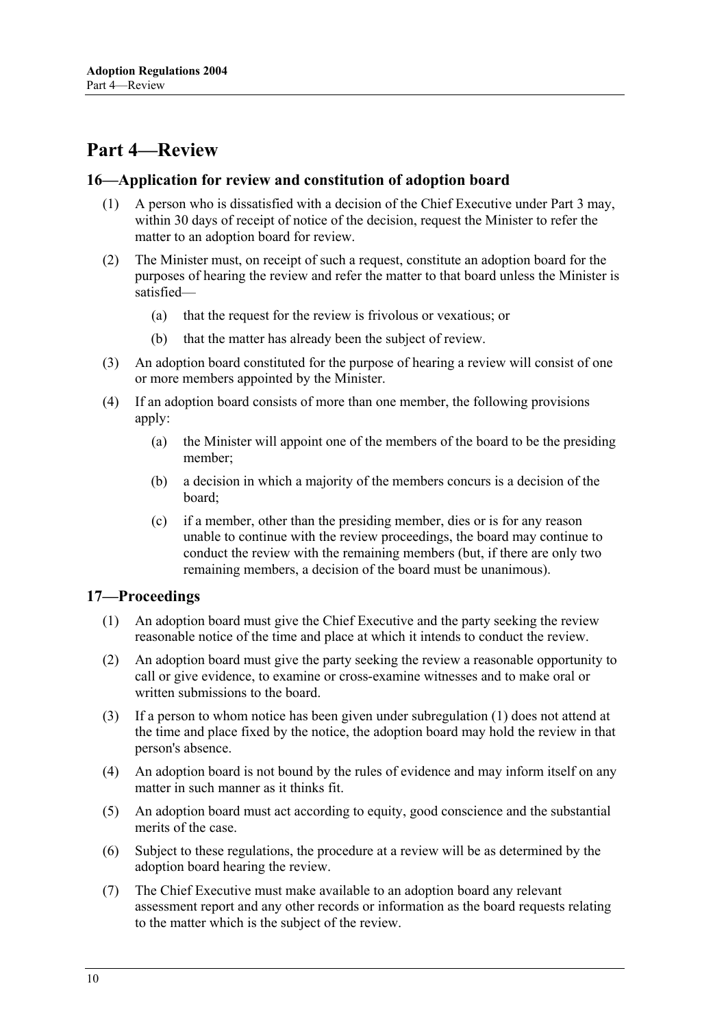# Part 4—Review

## 16—Application for review and constitution of adoption board

(1) A person who is dissatisfied with a decision of the Chief Executive under Part 3 may, within 30 days of receipt of notice of the decision, request the Minister to refer the matter to an adoption board for review.

(2) The Minister must, on receipt of such a request, constitute an adoption board for the purposes of hearing the review and refer the matter to that board unless the Minister is satisfied—

(a) that the request for the review is frivolous or vexatious; or

(b) that the matter has already been the subject of review.

(3) An adoption board constituted for the purpose of hearing a review will consist of one or more members appointed by the Minister.

(4) If an adoption board consists of more than one member, the following provisions apply:

(a) the Minister will appoint one of the members of the board to be the presiding member;

(b) a decision in which a majority of the members concurs is a decision of the board;

(c) if a member, other than the presiding member, dies or is for any reason unable to continue with the review proceedings, the board may continue to conduct the review with the remaining members (but, if there are only two remaining members, a decision of the board must be unanimous).

## 17—Proceedings

(1) An adoption board must give the Chief Executive and the party seeking the review reasonable notice of the time and place at which it intends to conduct the review.

(2) An adoption board must give the party seeking the review a reasonable opportunity to call or give evidence, to examine or cross-examine witnesses and to make oral or written submissions to the board.

(3) If a person to whom notice has been given under subregulation (1) does not attend at the time and place fixed by the notice, the adoption board may hold the review in that person's absence.

(4) An adoption board is not bound by the rules of evidence and may inform itself on any matter in such manner as it thinks fit.

(5) An adoption board must act according to equity, good conscience and the substantial merits of the case.

(6) Subject to these regulations, the procedure at a review will be as determined by the adoption board hearing the review.

(7) The Chief Executive must make available to an adoption board any relevant assessment report and any other records or information as the board requests relating to the matter which is the subject of the review.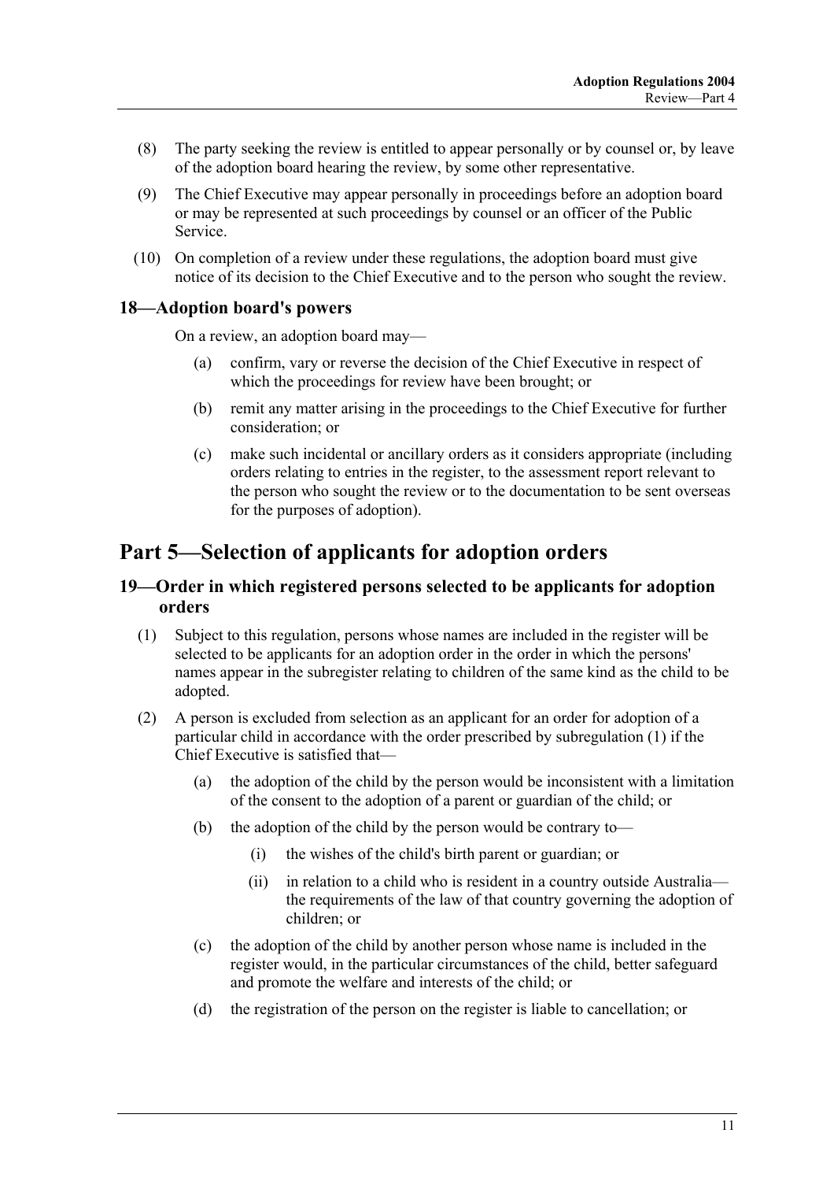(8) The party seeking the review is entitled to appear personally or by counsel or, by leave of the adoption board hearing the review, by some other representative.

(9) The Chief Executive may appear personally in proceedings before an adoption board or may be represented at such proceedings by counsel or an officer of the Public Service.

(10) On completion of a review under these regulations, the adoption board must give notice of its decision to the Chief Executive and to the person who sought the review.

### 18—Adoption board's powers

On a review, an adoption board may—

(a) confirm, vary or reverse the decision of the Chief Executive in respect of which the proceedings for review have been brought; or

(b) remit any matter arising in the proceedings to the Chief Executive for further consideration; or

(c) make such incidental or ancillary orders as it considers appropriate (including orders relating to entries in the register, to the assessment report relevant to the person who sought the review or to the documentation to be sent overseas for the purposes of adoption).

## Part 5—Selection of applicants for adoption orders

### 19—Order in which registered persons selected to be applicants for adoption orders

(1) Subject to this regulation, persons whose names are included in the register will be selected to be applicants for an adoption order in the order in which the persons' names appear in the subregister relating to children of the same kind as the child to be adopted.

(2) A person is excluded from selection as an applicant for an order for adoption of a particular child in accordance with the order prescribed by subregulation (1) if the Chief Executive is satisfied that—

(a) the adoption of the child by the person would be inconsistent with a limitation of the consent to the adoption of a parent or guardian of the child; or

(b) the adoption of the child by the person would be contrary to—

(i) the wishes of the child's birth parent or guardian; or

(ii) in relation to a child who is resident in a country outside Australia—the requirements of the law of that country governing the adoption of children; or

(c) the adoption of the child by another person whose name is included in the register would, in the particular circumstances of the child, better safeguard and promote the welfare and interests of the child; or

(d) the registration of the person on the register is liable to cancellation; or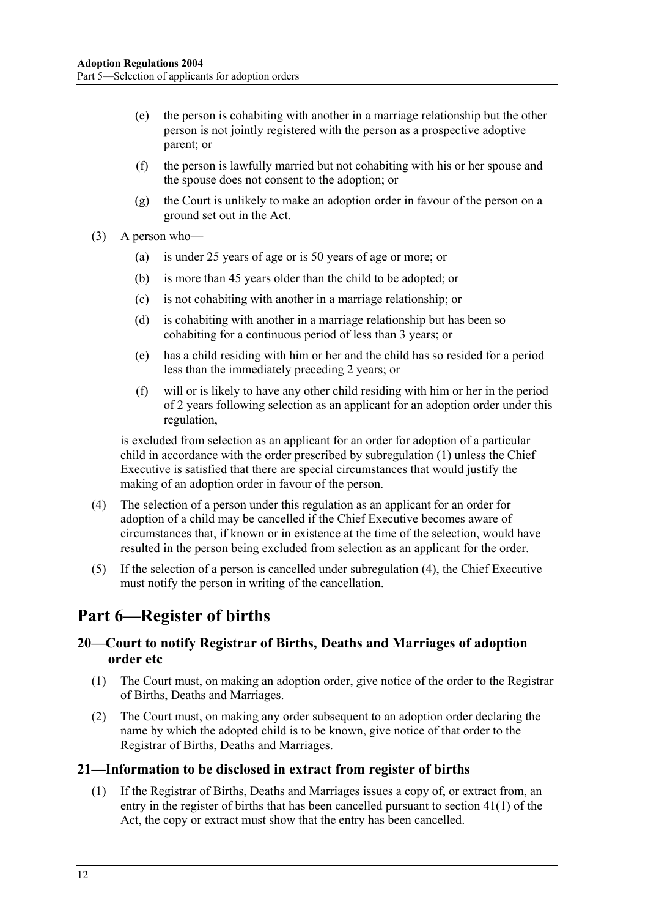(e) the person is cohabiting with another in a marriage relationship but the other person is not jointly registered with the person as a prospective adoptive parent; or

(f) the person is lawfully married but not cohabiting with his or her spouse and the spouse does not consent to the adoption; or

(g) the Court is unlikely to make an adoption order in favour of the person on a ground set out in the Act.

(3) A person who—

(a) is under 25 years of age or is 50 years of age or more; or

(b) is more than 45 years older than the child to be adopted; or

(c) is not cohabiting with another in a marriage relationship; or

(d) is cohabiting with another in a marriage relationship but has been so cohabiting for a continuous period of less than 3 years; or

(e) has a child residing with him or her and the child has so resided for a period less than the immediately preceding 2 years; or

(f) will or is likely to have any other child residing with him or her in the period of 2 years following selection as an applicant for an adoption order under this regulation,

is excluded from selection as an applicant for an order for adoption of a particular child in accordance with the order prescribed by subregulation (1) unless the Chief Executive is satisfied that there are special circumstances that would justify the making of an adoption order in favour of the person.

(4) The selection of a person under this regulation as an applicant for an order for adoption of a child may be cancelled if the Chief Executive becomes aware of circumstances that, if known or in existence at the time of the selection, would have resulted in the person being excluded from selection as an applicant for the order.

(5) If the selection of a person is cancelled under subregulation (4), the Chief Executive must notify the person in writing of the cancellation.

# Part 6—Register of births

## 20—Court to notify Registrar of Births, Deaths and Marriages of adoption order etc

(1) The Court must, on making an adoption order, give notice of the order to the Registrar of Births, Deaths and Marriages.

(2) The Court must, on making any order subsequent to an adoption order declaring the name by which the adopted child is to be known, give notice of that order to the Registrar of Births, Deaths and Marriages.

## 21—Information to be disclosed in extract from register of births

(1) If the Registrar of Births, Deaths and Marriages issues a copy of, or extract from, an entry in the register of births that has been cancelled pursuant to section 41(1) of the Act, the copy or extract must show that the entry has been cancelled.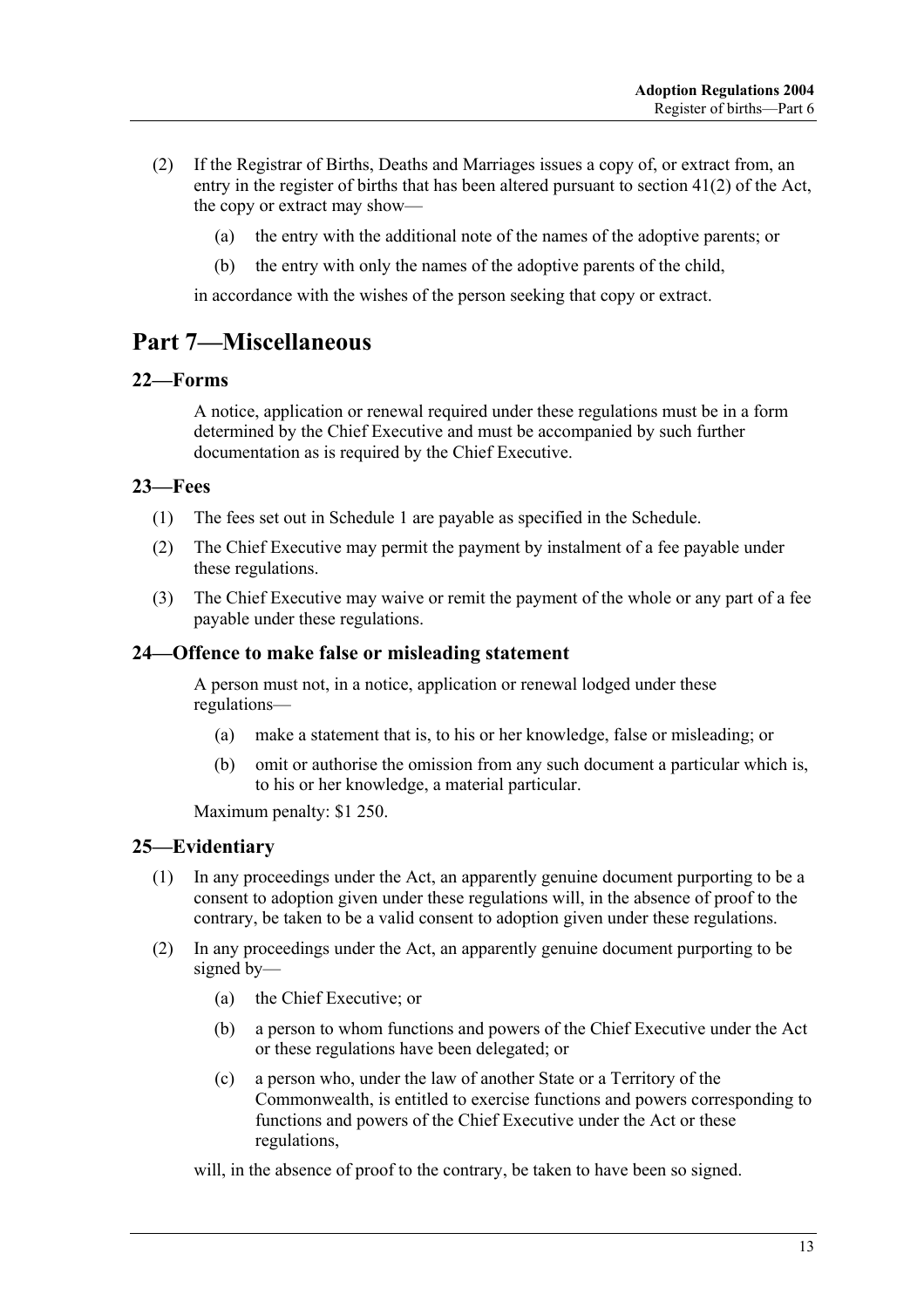(2) If the Registrar of Births, Deaths and Marriages issues a copy of, or extract from, an entry in the register of births that has been altered pursuant to section 41(2) of the Act, the copy or extract may show—

(a) the entry with the additional note of the names of the adoptive parents; or

(b) the entry with only the names of the adoptive parents of the child,

in accordance with the wishes of the person seeking that copy or extract.

# Part 7—Miscellaneous

## 22—Forms

A notice, application or renewal required under these regulations must be in a form determined by the Chief Executive and must be accompanied by such further documentation as is required by the Chief Executive.

## 23—Fees

(1) The fees set out in Schedule 1 are payable as specified in the Schedule.

(2) The Chief Executive may permit the payment by instalment of a fee payable under these regulations.

(3) The Chief Executive may waive or remit the payment of the whole or any part of a fee payable under these regulations.

## 24—Offence to make false or misleading statement

A person must not, in a notice, application or renewal lodged under these regulations—

(a) make a statement that is, to his or her knowledge, false or misleading; or

(b) omit or authorise the omission from any such document a particular which is, to his or her knowledge, a material particular.

Maximum penalty: $1 250.

## 25—Evidentiary

(1) In any proceedings under the Act, an apparently genuine document purporting to be a consent to adoption given under these regulations will, in the absence of proof to the contrary, be taken to be a valid consent to adoption given under these regulations.

(2) In any proceedings under the Act, an apparently genuine document purporting to be signed by—

(a) the Chief Executive; or

(b) a person to whom functions and powers of the Chief Executive under the Act or these regulations have been delegated; or

(c) a person who, under the law of another State or a Territory of the Commonwealth, is entitled to exercise functions and powers corresponding to functions and powers of the Chief Executive under the Act or these regulations,

will, in the absence of proof to the contrary, be taken to have been so signed.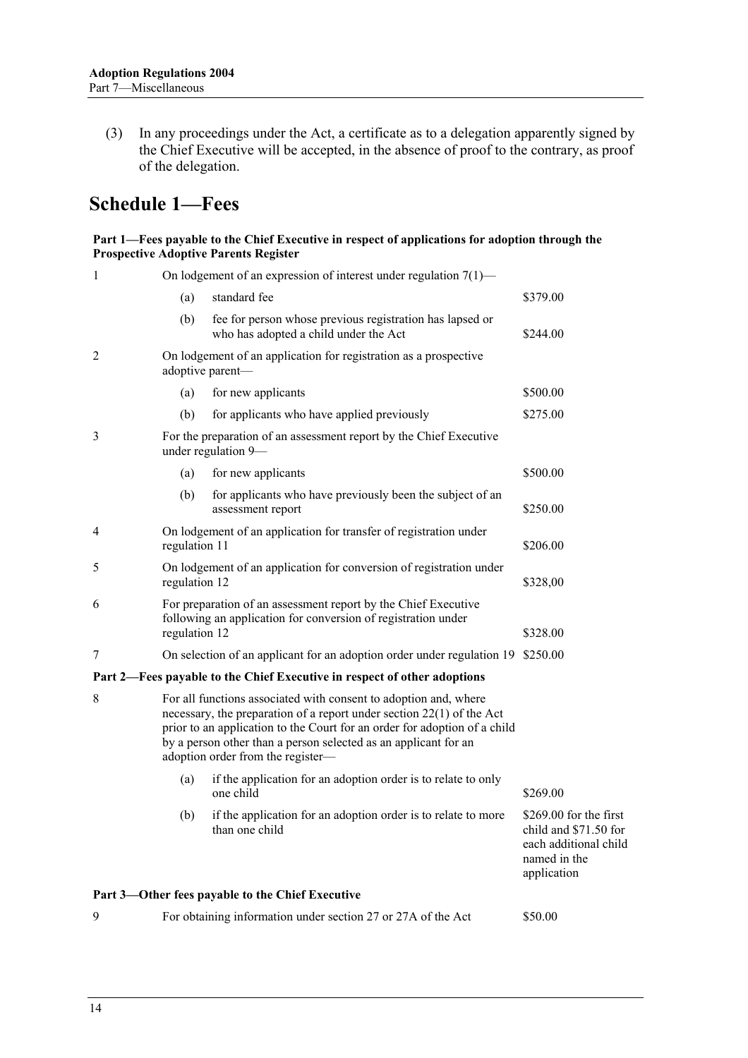(3) In any proceedings under the Act, a certificate as to a delegation apparently signed by the Chief Executive will be accepted, in the absence of proof to the contrary, as proof of the delegation.

# Schedule 1—Fees

**Part 1—Fees payable to the Chief Executive in respect of applications for adoption through the Prospective Adoptive Parents Register**

| | | | |
|---|---|---|---|
| 1 | | On lodgement of an expression of interest under regulation 7(1)— | |
| | (a) | standard fee | \$379.00 |
| | (b) | fee for person whose previous registration has lapsed or who has adopted a child under the Act | \$244.00 |
| 2 | | On lodgement of an application for registration as a prospective adoptive parent— | |
| | (a) | for new applicants | \$500.00 |
| | (b) | for applicants who have applied previously | \$275.00 |
| 3 | | For the preparation of an assessment report by the Chief Executive under regulation 9— | |
| | (a) | for new applicants | \$500.00 |
| | (b) | for applicants who have previously been the subject of an assessment report | \$250.00 |
| 4 | | On lodgement of an application for transfer of registration under regulation 11 | \$206.00 |
| 5 | | On lodgement of an application for conversion of registration under regulation 12 | \$328,00 |
| 6 | | For preparation of an assessment report by the Chief Executive following an application for conversion of registration under regulation 12 | \$328.00 |
| 7 | | On selection of an applicant for an adoption order under regulation 19 | \$250.00 |

**Part 2—Fees payable to the Chief Executive in respect of other adoptions**

| | | | |
|---|---|---|---|
| 8 | | For all functions associated with consent to adoption and, where necessary, the preparation of a report under section 22(1) of the Act prior to an application to the Court for an order for adoption of a child by a person other than a person selected as an applicant for an adoption order from the register— | |
| | (a) | if the application for an adoption order is to relate to only one child | \$269.00 |
| | (b) | if the application for an adoption order is to relate to more than one child | \$269.00 for the first child and \$71.50 for each additional child named in the application |

**Part 3—Other fees payable to the Chief Executive**

| | | |
|---|---|---|
| 9 | For obtaining information under section 27 or 27A of the Act | \$50.00 |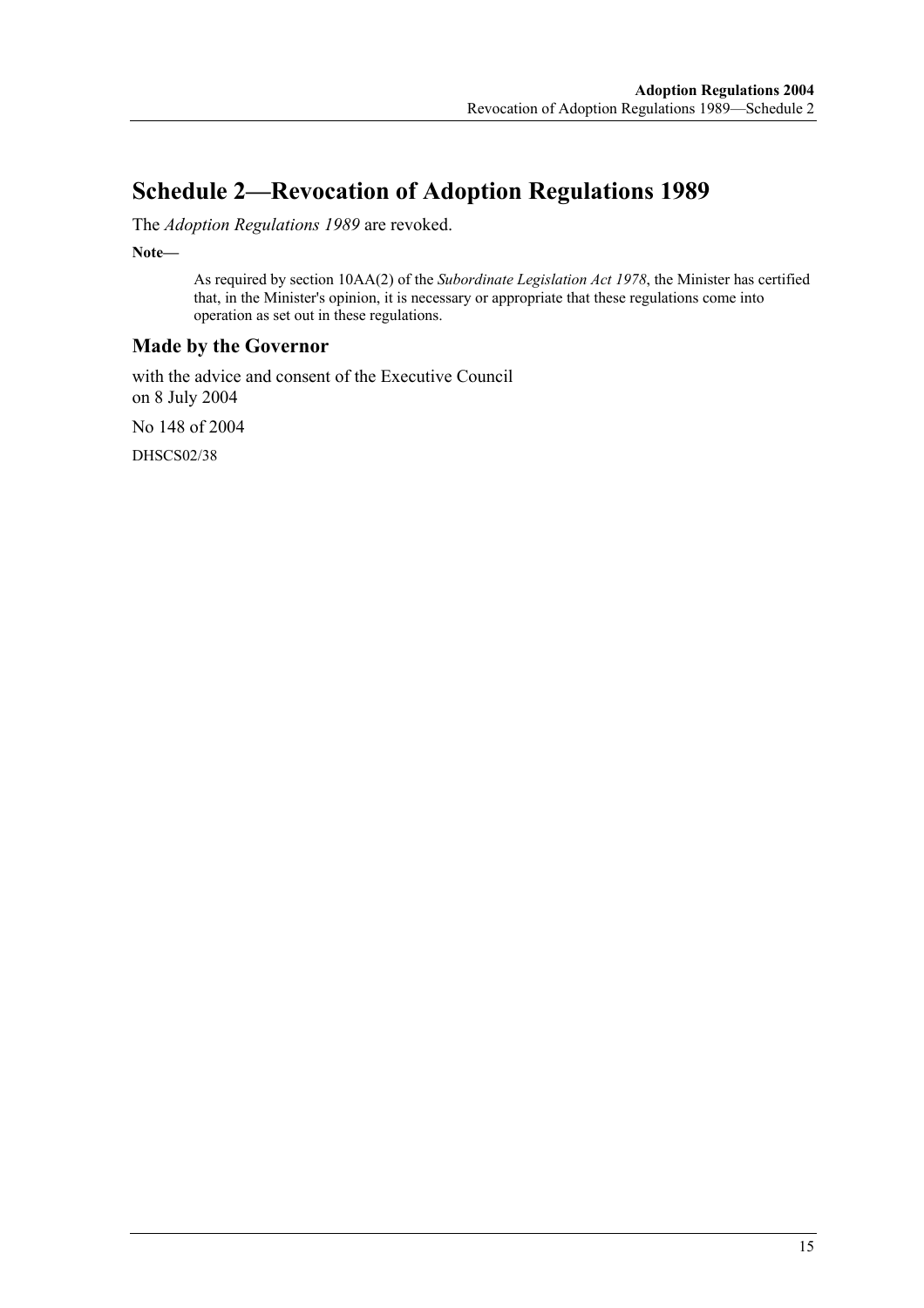## Schedule 2—Revocation of Adoption Regulations 1989

The *Adoption Regulations 1989* are revoked.

**Note—**

> As required by section 10AA(2) of the *Subordinate Legislation Act 1978*, the Minister has certified that, in the Minister's opinion, it is necessary or appropriate that these regulations come into operation as set out in these regulations.

### Made by the Governor

with the advice and consent of the Executive Council
on 8 July 2004

No 148 of 2004

DHSCS02/38